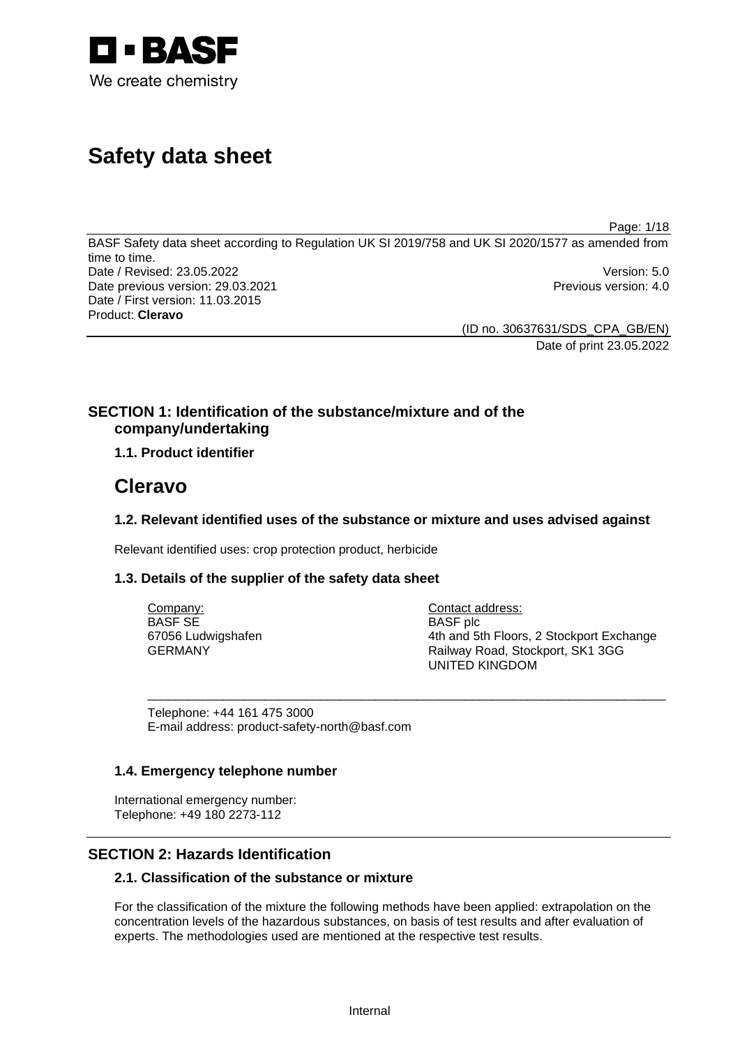BASF

We create chemistry

# Safety data sheet

BASF Safety data sheet according to Regulation UK SI 2019/758 and UK SI 2020/1577 as amended from time to time.

Date / Revised: 23.05.2022 Version: 5.0

Date previous version: 29.03.2021 Previous version: 4.0

Date / First version: 11.03.2015

Product: **Cleravo**

(ID no. 30637631/SDS_CPA_GB/EN)

Date of print 23.05.2022

## SECTION 1: Identification of the substance/mixture and of the company/undertaking

### 1.1. Product identifier

# Cleravo

### 1.2. Relevant identified uses of the substance or mixture and uses advised against

Relevant identified uses: crop protection product, herbicide

### 1.3. Details of the supplier of the safety data sheet

Company:
BASF SE
67056 Ludwigshafen
GERMANY

Contact address:
BASF plc
4th and 5th Floors, 2 Stockport Exchange
Railway Road, Stockport, SK1 3GG
UNITED KINGDOM

Telephone: +44 161 475 3000
E-mail address: product-safety-north@basf.com

### 1.4. Emergency telephone number

International emergency number:
Telephone: +49 180 2273-112

## SECTION 2: Hazards Identification

### 2.1. Classification of the substance or mixture

For the classification of the mixture the following methods have been applied: extrapolation on the concentration levels of the hazardous substances, on basis of test results and after evaluation of experts. The methodologies used are mentioned at the respective test results.

Internal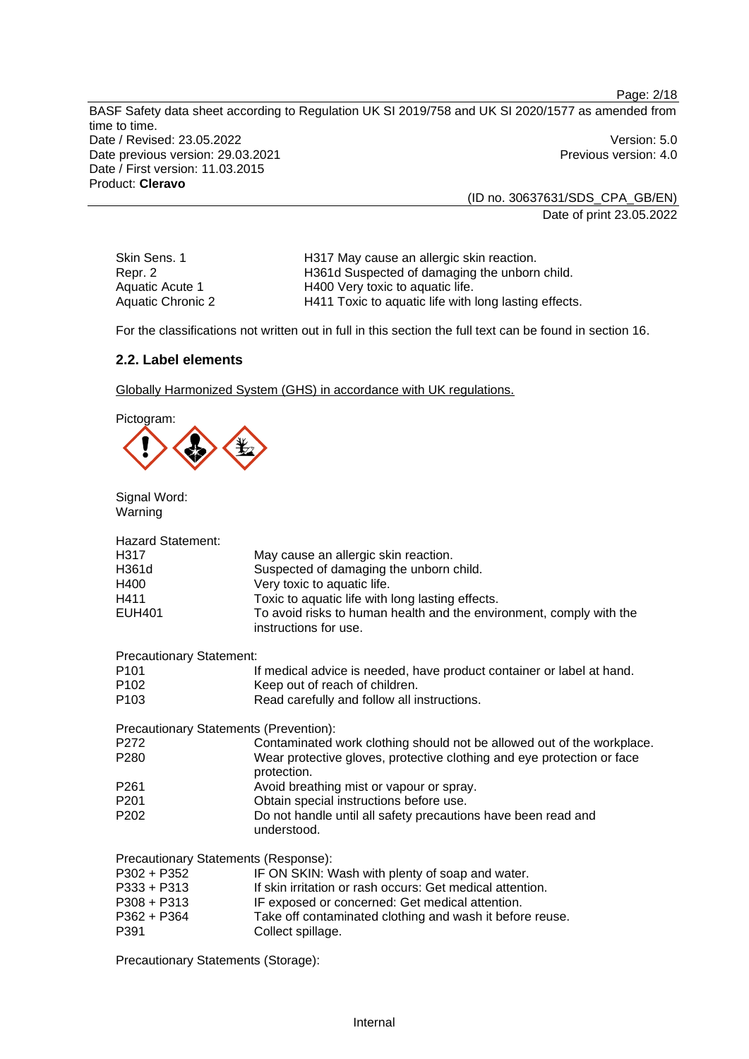| | |
|---|---|
| Skin Sens. 1 | H317 May cause an allergic skin reaction. |
| Repr. 2 | H361d Suspected of damaging the unborn child. |
| Aquatic Acute 1 | H400 Very toxic to aquatic life. |
| Aquatic Chronic 2 | H411 Toxic to aquatic life with long lasting effects. |

For the classifications not written out in full in this section the full text can be found in section 16.

### 2.2. Label elements

Globally Harmonized System (GHS) in accordance with UK regulations.

Pictogram:

Signal Word:
Warning

Hazard Statement:

| | |
|---|---|
| H317 | May cause an allergic skin reaction. |
| H361d | Suspected of damaging the unborn child. |
| H400 | Very toxic to aquatic life. |
| H411 | Toxic to aquatic life with long lasting effects. |
| EUH401 | To avoid risks to human health and the environment, comply with the instructions for use. |

Precautionary Statement:

| | |
|---|---|
| P101 | If medical advice is needed, have product container or label at hand. |
| P102 | Keep out of reach of children. |
| P103 | Read carefully and follow all instructions. |

Precautionary Statements (Prevention):

| | |
|---|---|
| P272 | Contaminated work clothing should not be allowed out of the workplace. |
| P280 | Wear protective gloves, protective clothing and eye protection or face protection. |
| P261 | Avoid breathing mist or vapour or spray. |
| P201 | Obtain special instructions before use. |
| P202 | Do not handle until all safety precautions have been read and understood. |

Precautionary Statements (Response):

| | |
|---|---|
| P302 + P352 | IF ON SKIN: Wash with plenty of soap and water. |
| P333 + P313 | If skin irritation or rash occurs: Get medical attention. |
| P308 + P313 | IF exposed or concerned: Get medical attention. |
| P362 + P364 | Take off contaminated clothing and wash it before reuse. |
| P391 | Collect spillage. |

Precautionary Statements (Storage):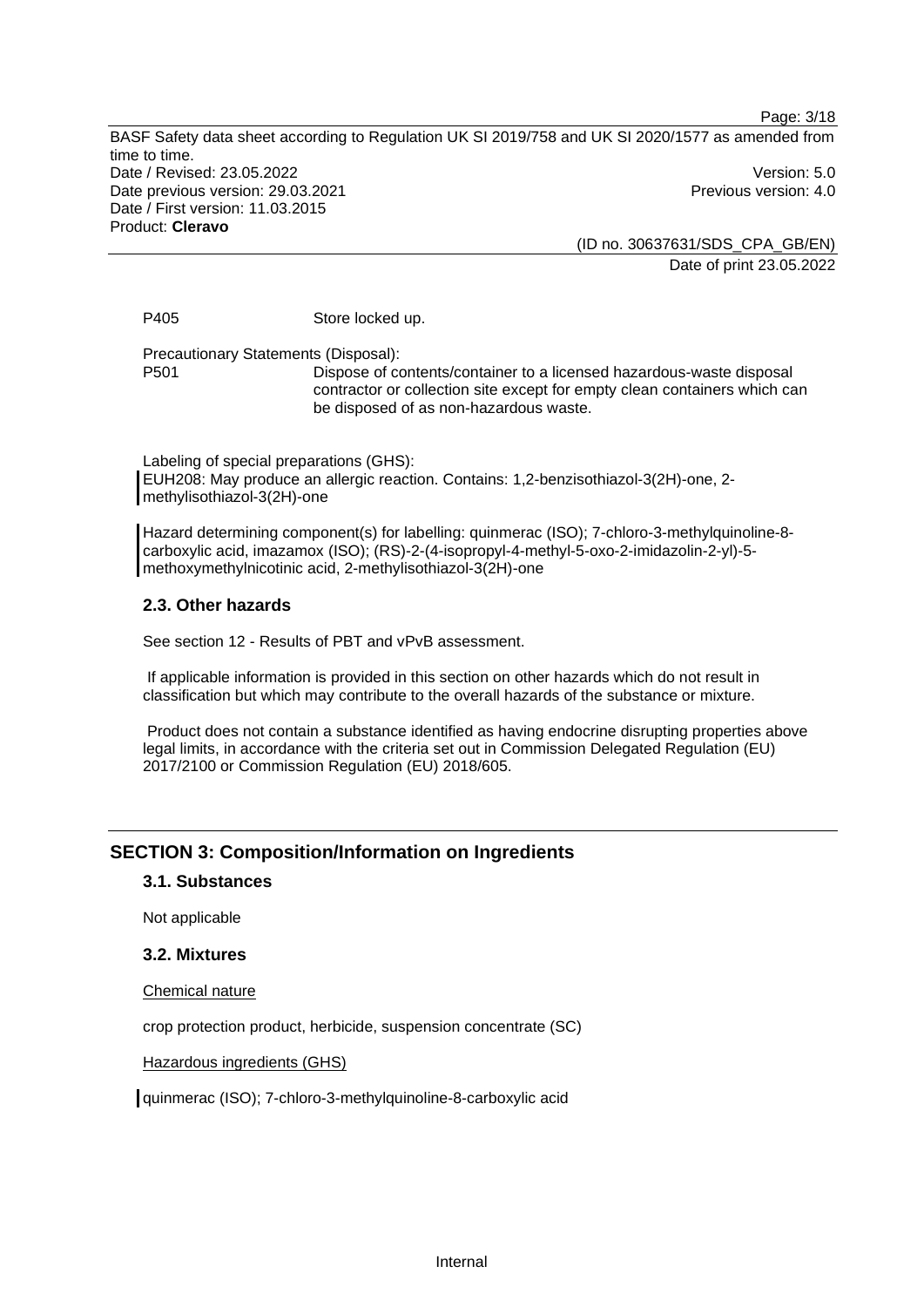P405 Store locked up.

Precautionary Statements (Disposal):

P501 Dispose of contents/container to a licensed hazardous-waste disposal contractor or collection site except for empty clean containers which can be disposed of as non-hazardous waste.

Labeling of special preparations (GHS):
EUH208: May produce an allergic reaction. Contains: 1,2-benzisothiazol-3(2H)-one, 2-methylisothiazol-3(2H)-one

Hazard determining component(s) for labelling: quinmerac (ISO); 7-chloro-3-methylquinoline-8-carboxylic acid, imazamox (ISO); (RS)-2-(4-isopropyl-4-methyl-5-oxo-2-imidazolin-2-yl)-5-methoxymethylnicotinic acid, 2-methylisothiazol-3(2H)-one

### 2.3. Other hazards

See section 12 - Results of PBT and vPvB assessment.

If applicable information is provided in this section on other hazards which do not result in classification but which may contribute to the overall hazards of the substance or mixture.

Product does not contain a substance identified as having endocrine disrupting properties above legal limits, in accordance with the criteria set out in Commission Delegated Regulation (EU) 2017/2100 or Commission Regulation (EU) 2018/605.

## SECTION 3: Composition/Information on Ingredients

### 3.1. Substances

Not applicable

### 3.2. Mixtures

Chemical nature

crop protection product, herbicide, suspension concentrate (SC)

Hazardous ingredients (GHS)

quinmerac (ISO); 7-chloro-3-methylquinoline-8-carboxylic acid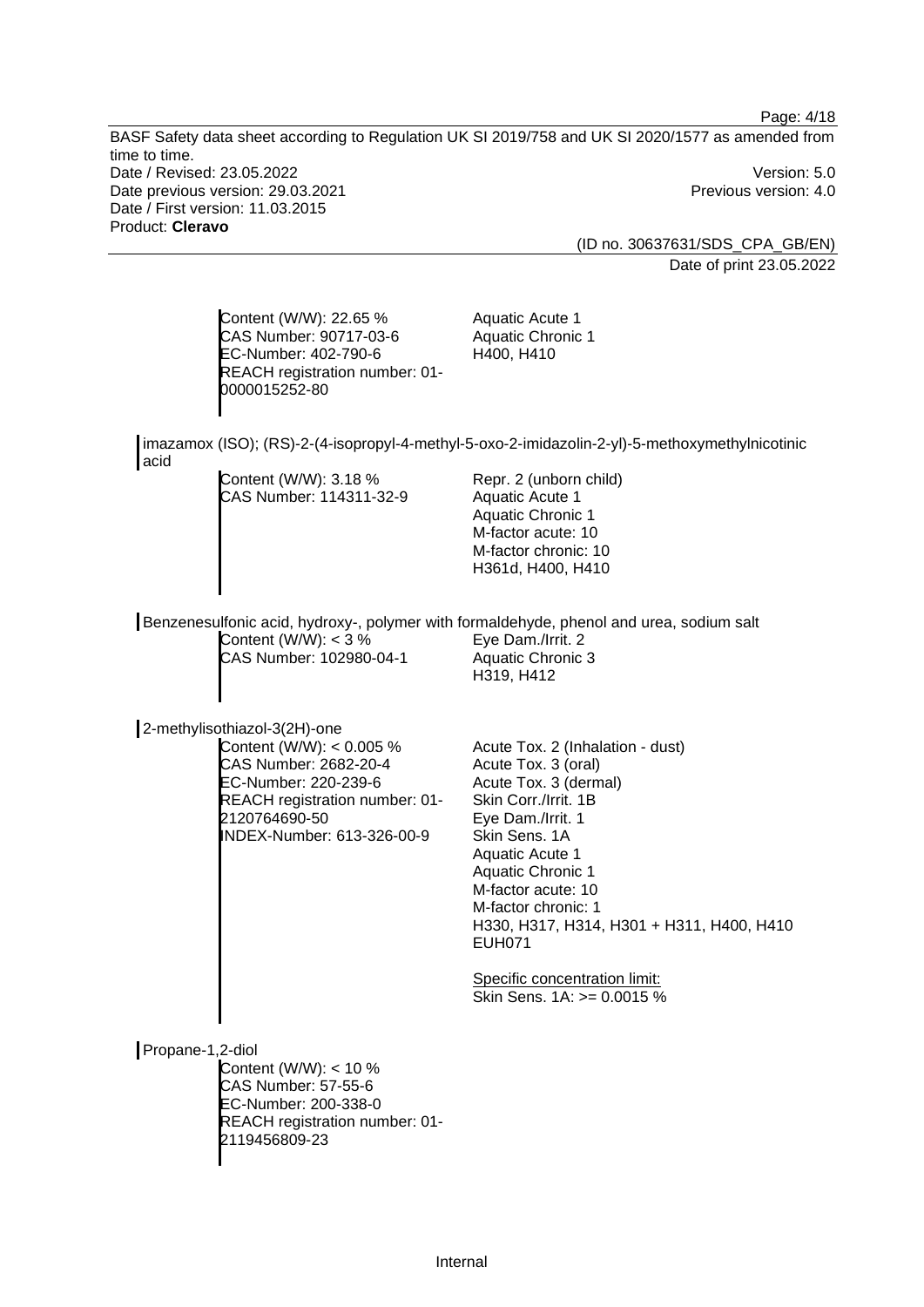Content (W/W): 22.65 %
CAS Number: 90717-03-6
EC-Number: 402-790-6
REACH registration number: 01-0000015252-80

Aquatic Acute 1
Aquatic Chronic 1
H400, H410

imazamox (ISO); (RS)-2-(4-isopropyl-4-methyl-5-oxo-2-imidazolin-2-yl)-5-methoxymethylnicotinic acid

Content (W/W): 3.18 %
CAS Number: 114311-32-9

Repr. 2 (unborn child)
Aquatic Acute 1
Aquatic Chronic 1
M-factor acute: 10
M-factor chronic: 10
H361d, H400, H410

Benzenesulfonic acid, hydroxy-, polymer with formaldehyde, phenol and urea, sodium salt

Content (W/W): < 3 %
CAS Number: 102980-04-1

Eye Dam./Irrit. 2
Aquatic Chronic 3
H319, H412

2-methylisothiazol-3(2H)-one

Content (W/W): < 0.005 %
CAS Number: 2682-20-4
EC-Number: 220-239-6
REACH registration number: 01-2120764690-50
INDEX-Number: 613-326-00-9

Acute Tox. 2 (Inhalation - dust)
Acute Tox. 3 (oral)
Acute Tox. 3 (dermal)
Skin Corr./Irrit. 1B
Eye Dam./Irrit. 1
Skin Sens. 1A
Aquatic Acute 1
Aquatic Chronic 1
M-factor acute: 10
M-factor chronic: 1
H330, H317, H314, H301 + H311, H400, H410
EUH071

Specific concentration limit:
Skin Sens. 1A: >= 0.0015 %

Propane-1,2-diol

Content (W/W): < 10 %
CAS Number: 57-55-6
EC-Number: 200-338-0
REACH registration number: 01-2119456809-23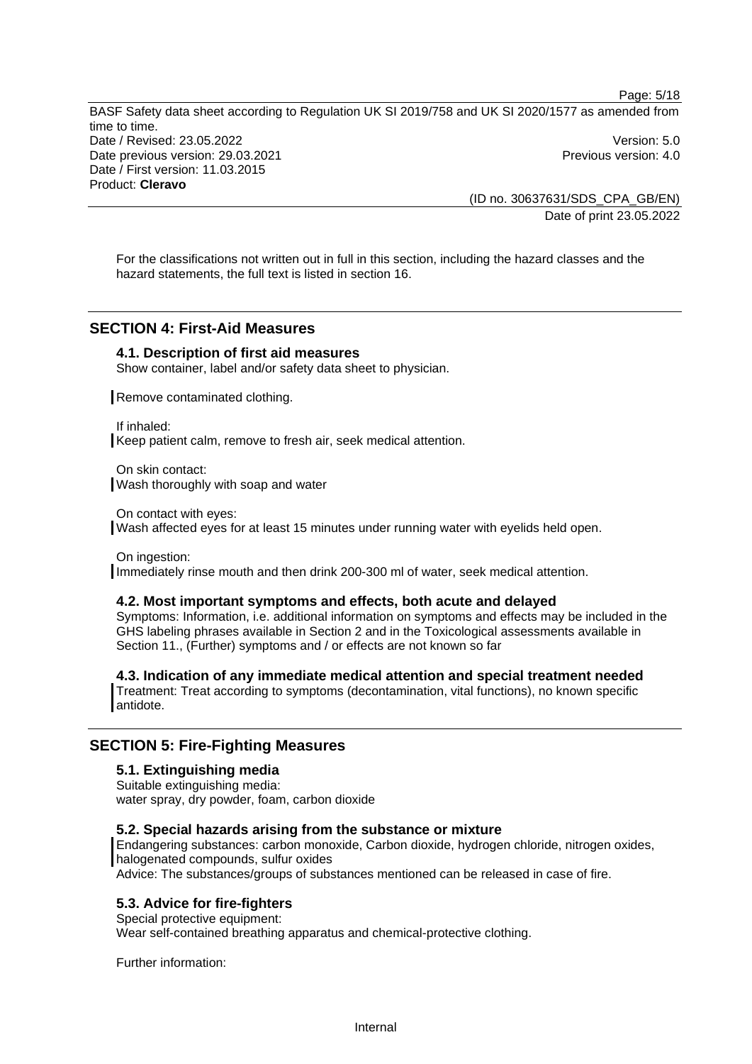For the classifications not written out in full in this section, including the hazard classes and the hazard statements, the full text is listed in section 16.

## SECTION 4: First-Aid Measures

### 4.1. Description of first aid measures

Show container, label and/or safety data sheet to physician.

Remove contaminated clothing.

If inhaled:
Keep patient calm, remove to fresh air, seek medical attention.

On skin contact:
Wash thoroughly with soap and water

On contact with eyes:
Wash affected eyes for at least 15 minutes under running water with eyelids held open.

On ingestion:
Immediately rinse mouth and then drink 200-300 ml of water, seek medical attention.

### 4.2. Most important symptoms and effects, both acute and delayed

Symptoms: Information, i.e. additional information on symptoms and effects may be included in the GHS labeling phrases available in Section 2 and in the Toxicological assessments available in Section 11., (Further) symptoms and / or effects are not known so far

### 4.3. Indication of any immediate medical attention and special treatment needed

Treatment: Treat according to symptoms (decontamination, vital functions), no known specific antidote.

## SECTION 5: Fire-Fighting Measures

### 5.1. Extinguishing media

Suitable extinguishing media:
water spray, dry powder, foam, carbon dioxide

### 5.2. Special hazards arising from the substance or mixture

Endangering substances: carbon monoxide, Carbon dioxide, hydrogen chloride, nitrogen oxides, halogenated compounds, sulfur oxides
Advice: The substances/groups of substances mentioned can be released in case of fire.

### 5.3. Advice for fire-fighters

Special protective equipment:
Wear self-contained breathing apparatus and chemical-protective clothing.

Further information: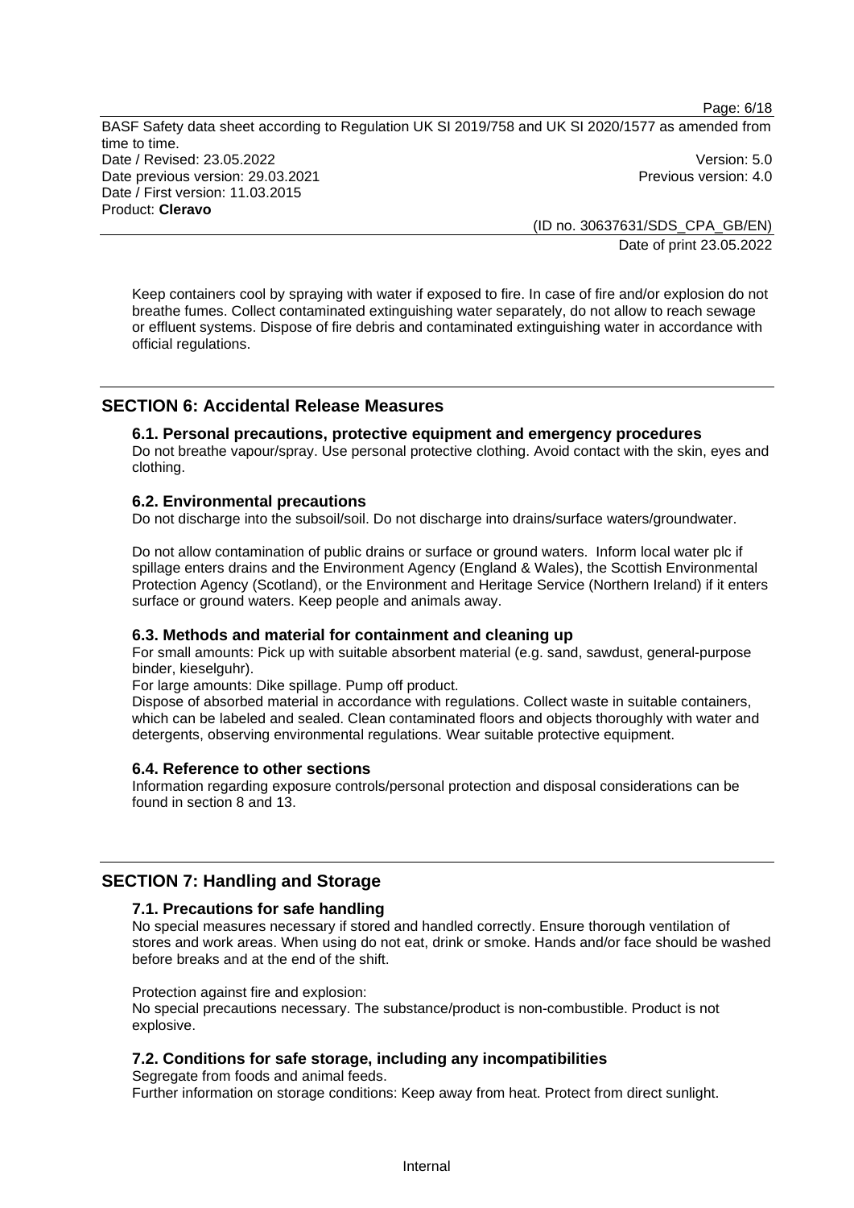Keep containers cool by spraying with water if exposed to fire. In case of fire and/or explosion do not breathe fumes. Collect contaminated extinguishing water separately, do not allow to reach sewage or effluent systems. Dispose of fire debris and contaminated extinguishing water in accordance with official regulations.

## SECTION 6: Accidental Release Measures

### 6.1. Personal precautions, protective equipment and emergency procedures

Do not breathe vapour/spray. Use personal protective clothing. Avoid contact with the skin, eyes and clothing.

### 6.2. Environmental precautions

Do not discharge into the subsoil/soil. Do not discharge into drains/surface waters/groundwater.

Do not allow contamination of public drains or surface or ground waters. Inform local water plc if spillage enters drains and the Environment Agency (England & Wales), the Scottish Environmental Protection Agency (Scotland), or the Environment and Heritage Service (Northern Ireland) if it enters surface or ground waters. Keep people and animals away.

### 6.3. Methods and material for containment and cleaning up

For small amounts: Pick up with suitable absorbent material (e.g. sand, sawdust, general-purpose binder, kieselguhr).

For large amounts: Dike spillage. Pump off product.

Dispose of absorbed material in accordance with regulations. Collect waste in suitable containers, which can be labeled and sealed. Clean contaminated floors and objects thoroughly with water and detergents, observing environmental regulations. Wear suitable protective equipment.

### 6.4. Reference to other sections

Information regarding exposure controls/personal protection and disposal considerations can be found in section 8 and 13.

## SECTION 7: Handling and Storage

### 7.1. Precautions for safe handling

No special measures necessary if stored and handled correctly. Ensure thorough ventilation of stores and work areas. When using do not eat, drink or smoke. Hands and/or face should be washed before breaks and at the end of the shift.

Protection against fire and explosion:

No special precautions necessary. The substance/product is non-combustible. Product is not explosive.

### 7.2. Conditions for safe storage, including any incompatibilities

Segregate from foods and animal feeds.

Further information on storage conditions: Keep away from heat. Protect from direct sunlight.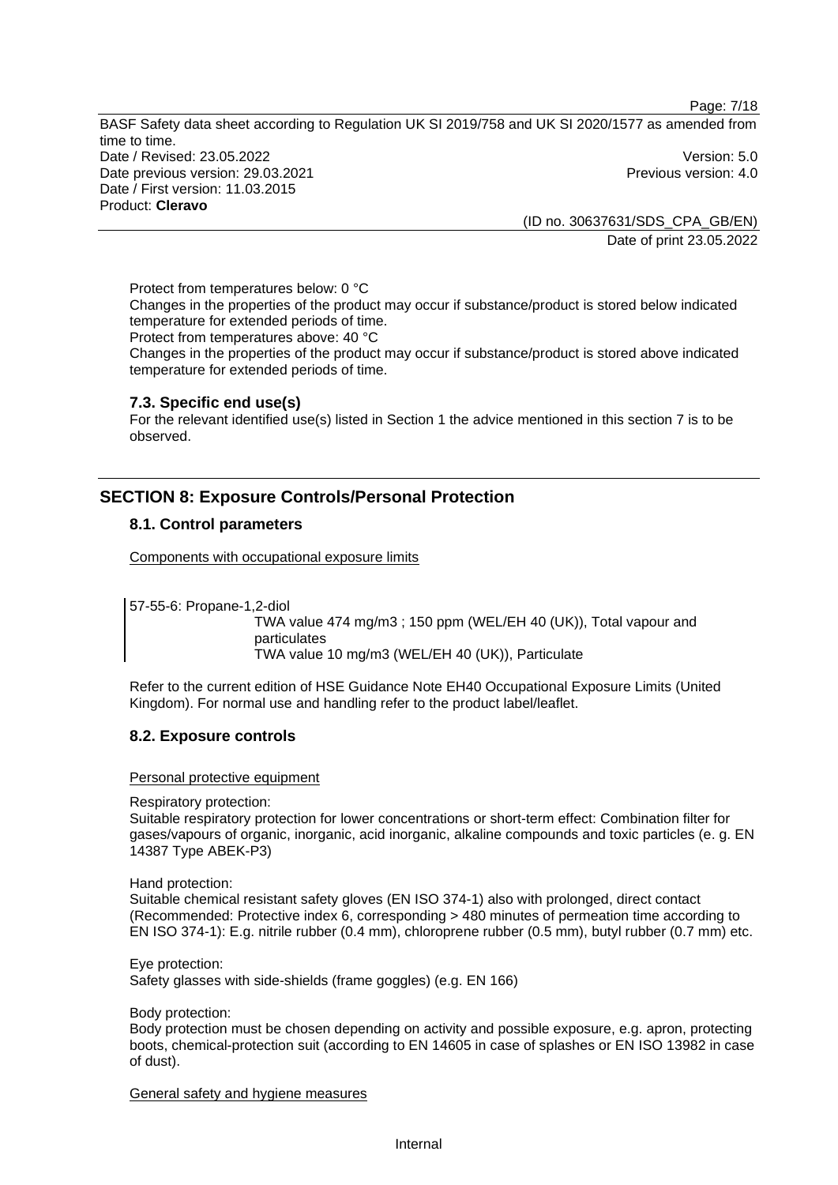Protect from temperatures below: 0 °C
Changes in the properties of the product may occur if substance/product is stored below indicated temperature for extended periods of time.
Protect from temperatures above: 40 °C
Changes in the properties of the product may occur if substance/product is stored above indicated temperature for extended periods of time.

### 7.3. Specific end use(s)

For the relevant identified use(s) listed in Section 1 the advice mentioned in this section 7 is to be observed.

## SECTION 8: Exposure Controls/Personal Protection

### 8.1. Control parameters

Components with occupational exposure limits

57-55-6: Propane-1,2-diol
TWA value 474 mg/m3 ; 150 ppm (WEL/EH 40 (UK)), Total vapour and particulates
TWA value 10 mg/m3 (WEL/EH 40 (UK)), Particulate

Refer to the current edition of HSE Guidance Note EH40 Occupational Exposure Limits (United Kingdom). For normal use and handling refer to the product label/leaflet.

### 8.2. Exposure controls

Personal protective equipment

Respiratory protection:
Suitable respiratory protection for lower concentrations or short-term effect: Combination filter for gases/vapours of organic, inorganic, acid inorganic, alkaline compounds and toxic particles (e. g. EN 14387 Type ABEK-P3)

Hand protection:
Suitable chemical resistant safety gloves (EN ISO 374-1) also with prolonged, direct contact (Recommended: Protective index 6, corresponding > 480 minutes of permeation time according to EN ISO 374-1): E.g. nitrile rubber (0.4 mm), chloroprene rubber (0.5 mm), butyl rubber (0.7 mm) etc.

Eye protection:
Safety glasses with side-shields (frame goggles) (e.g. EN 166)

Body protection:
Body protection must be chosen depending on activity and possible exposure, e.g. apron, protecting boots, chemical-protection suit (according to EN 14605 in case of splashes or EN ISO 13982 in case of dust).

General safety and hygiene measures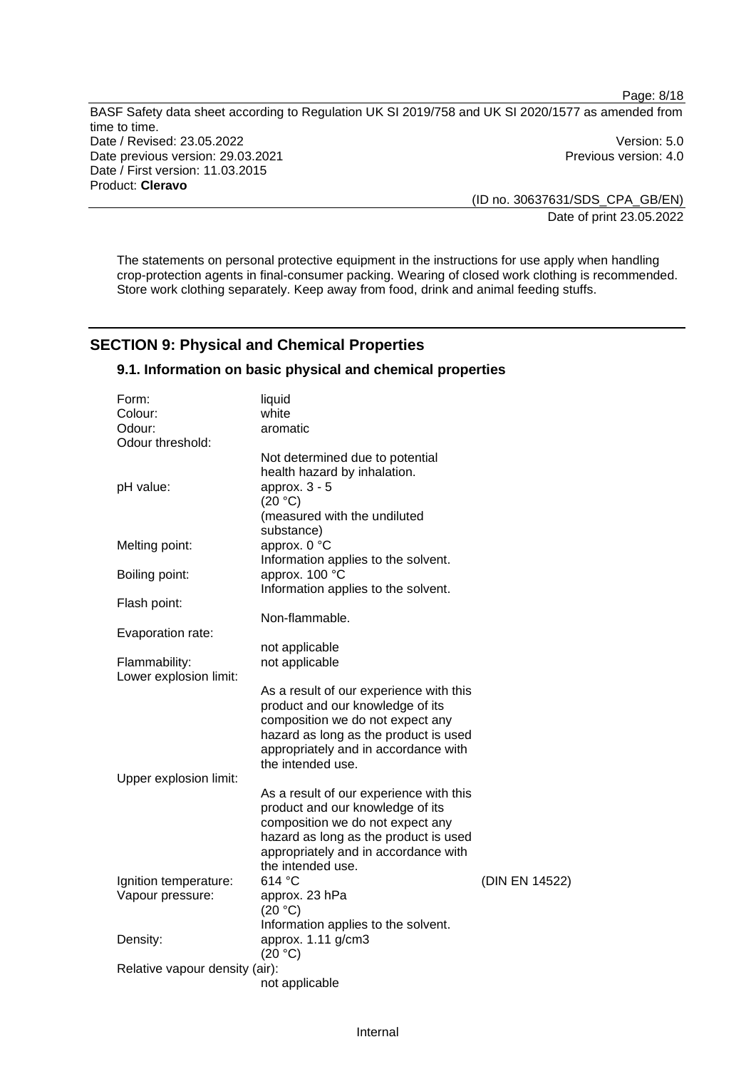The statements on personal protective equipment in the instructions for use apply when handling crop-protection agents in final-consumer packing. Wearing of closed work clothing is recommended. Store work clothing separately. Keep away from food, drink and animal feeding stuffs.

## SECTION 9: Physical and Chemical Properties

### 9.1. Information on basic physical and chemical properties

| | | |
|---|---|---|
| Form: | liquid | |
| Colour: | white | |
| Odour: | aromatic | |
| Odour threshold: | Not determined due to potential health hazard by inhalation. | |
| pH value: | approx. 3 - 5 (20 °C) (measured with the undiluted substance) | |
| Melting point: | approx. 0 °C Information applies to the solvent. | |
| Boiling point: | approx. 100 °C Information applies to the solvent. | |
| Flash point: | Non-flammable. | |
| Evaporation rate: | not applicable | |
| Flammability: | not applicable | |
| Lower explosion limit: | As a result of our experience with this product and our knowledge of its composition we do not expect any hazard as long as the product is used appropriately and in accordance with the intended use. | |
| Upper explosion limit: | As a result of our experience with this product and our knowledge of its composition we do not expect any hazard as long as the product is used appropriately and in accordance with the intended use. | |
| Ignition temperature: | 614 °C | (DIN EN 14522) |
| Vapour pressure: | approx. 23 hPa (20 °C) Information applies to the solvent. | |
| Density: | approx. 1.11 g/cm3 (20 °C) | |
| Relative vapour density (air): | not applicable | |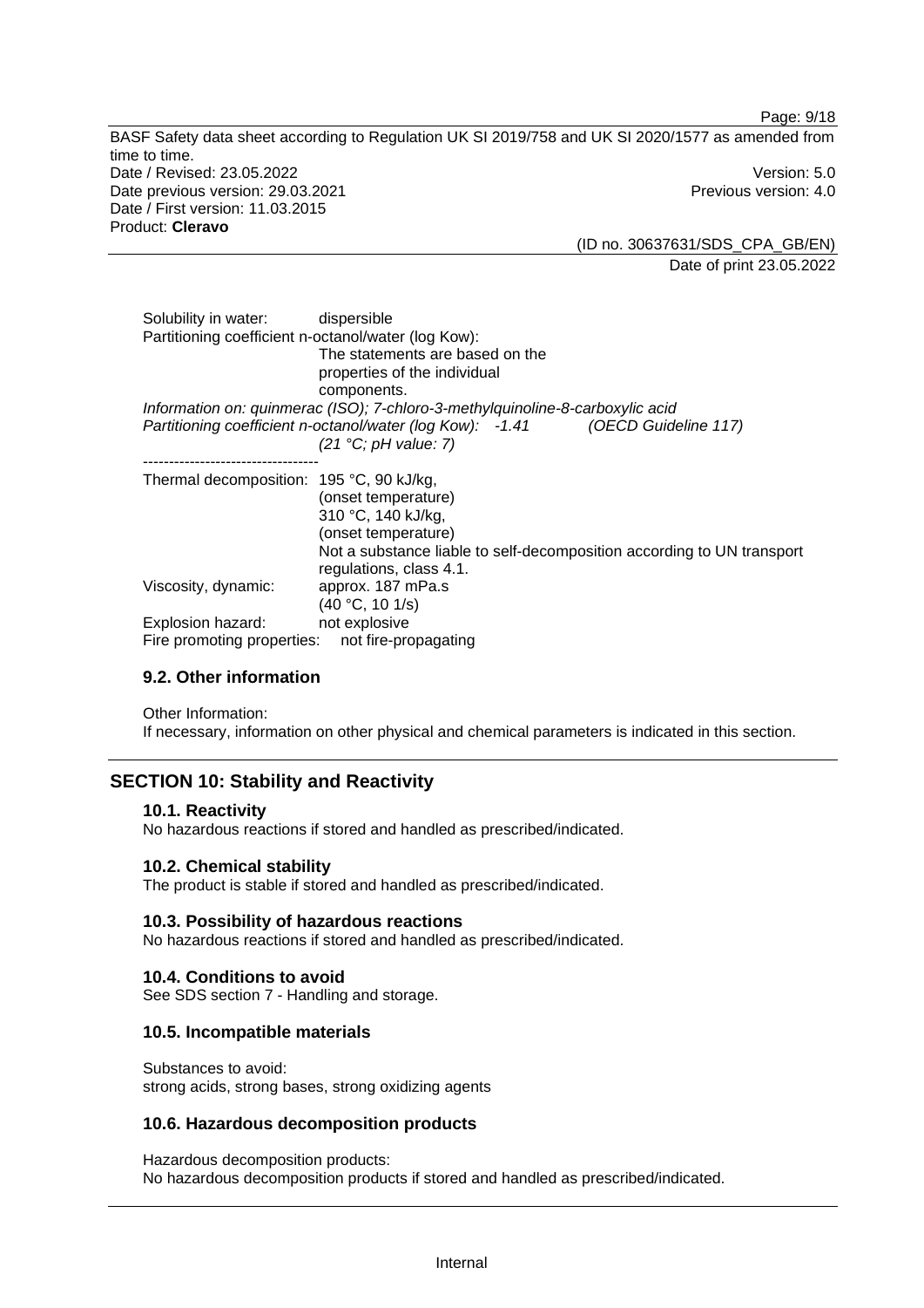Solubility in water: dispersible

Partitioning coefficient n-octanol/water (log Kow):
The statements are based on the properties of the individual components.

*Information on: quinmerac (ISO); 7-chloro-3-methylquinoline-8-carboxylic acid*
*Partitioning coefficient n-octanol/water (log Kow): -1.41 (OECD Guideline 117)*
*(21 °C; pH value: 7)*

----------------------------------

Thermal decomposition: 195 °C, 90 kJ/kg,
(onset temperature)
310 °C, 140 kJ/kg,
(onset temperature)
Not a substance liable to self-decomposition according to UN transport regulations, class 4.1.

Viscosity, dynamic: approx. 187 mPa.s
(40 °C, 10 1/s)

Explosion hazard: not explosive

Fire promoting properties: not fire-propagating

### 9.2. Other information

Other Information:
If necessary, information on other physical and chemical parameters is indicated in this section.

## SECTION 10: Stability and Reactivity

### 10.1. Reactivity

No hazardous reactions if stored and handled as prescribed/indicated.

### 10.2. Chemical stability

The product is stable if stored and handled as prescribed/indicated.

### 10.3. Possibility of hazardous reactions

No hazardous reactions if stored and handled as prescribed/indicated.

### 10.4. Conditions to avoid

See SDS section 7 - Handling and storage.

### 10.5. Incompatible materials

Substances to avoid:
strong acids, strong bases, strong oxidizing agents

### 10.6. Hazardous decomposition products

Hazardous decomposition products:
No hazardous decomposition products if stored and handled as prescribed/indicated.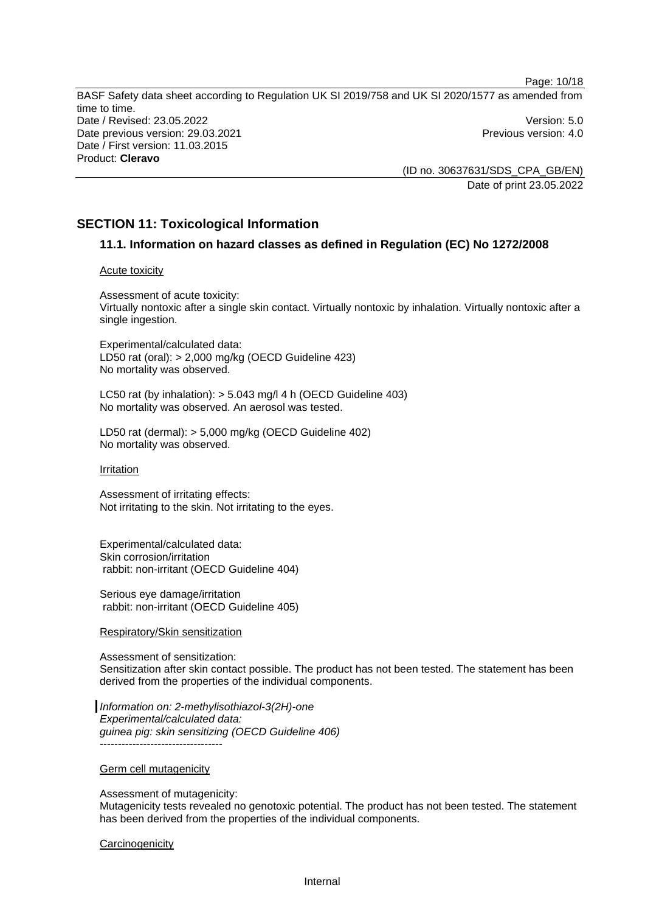## SECTION 11: Toxicological Information

### 11.1. Information on hazard classes as defined in Regulation (EC) No 1272/2008

Acute toxicity

Assessment of acute toxicity:
Virtually nontoxic after a single skin contact. Virtually nontoxic by inhalation. Virtually nontoxic after a single ingestion.

Experimental/calculated data:
LD50 rat (oral): > 2,000 mg/kg (OECD Guideline 423)
No mortality was observed.

LC50 rat (by inhalation): > 5.043 mg/l 4 h (OECD Guideline 403)
No mortality was observed. An aerosol was tested.

LD50 rat (dermal): > 5,000 mg/kg (OECD Guideline 402)
No mortality was observed.

Irritation

Assessment of irritating effects:
Not irritating to the skin. Not irritating to the eyes.

Experimental/calculated data:
Skin corrosion/irritation
rabbit: non-irritant (OECD Guideline 404)

Serious eye damage/irritation
rabbit: non-irritant (OECD Guideline 405)

Respiratory/Skin sensitization

Assessment of sensitization:
Sensitization after skin contact possible. The product has not been tested. The statement has been derived from the properties of the individual components.

*Information on: 2-methylisothiazol-3(2H)-one*
*Experimental/calculated data:*
*guinea pig: skin sensitizing (OECD Guideline 406)*
----------------------------------

Germ cell mutagenicity

Assessment of mutagenicity:
Mutagenicity tests revealed no genotoxic potential. The product has not been tested. The statement has been derived from the properties of the individual components.

Carcinogenicity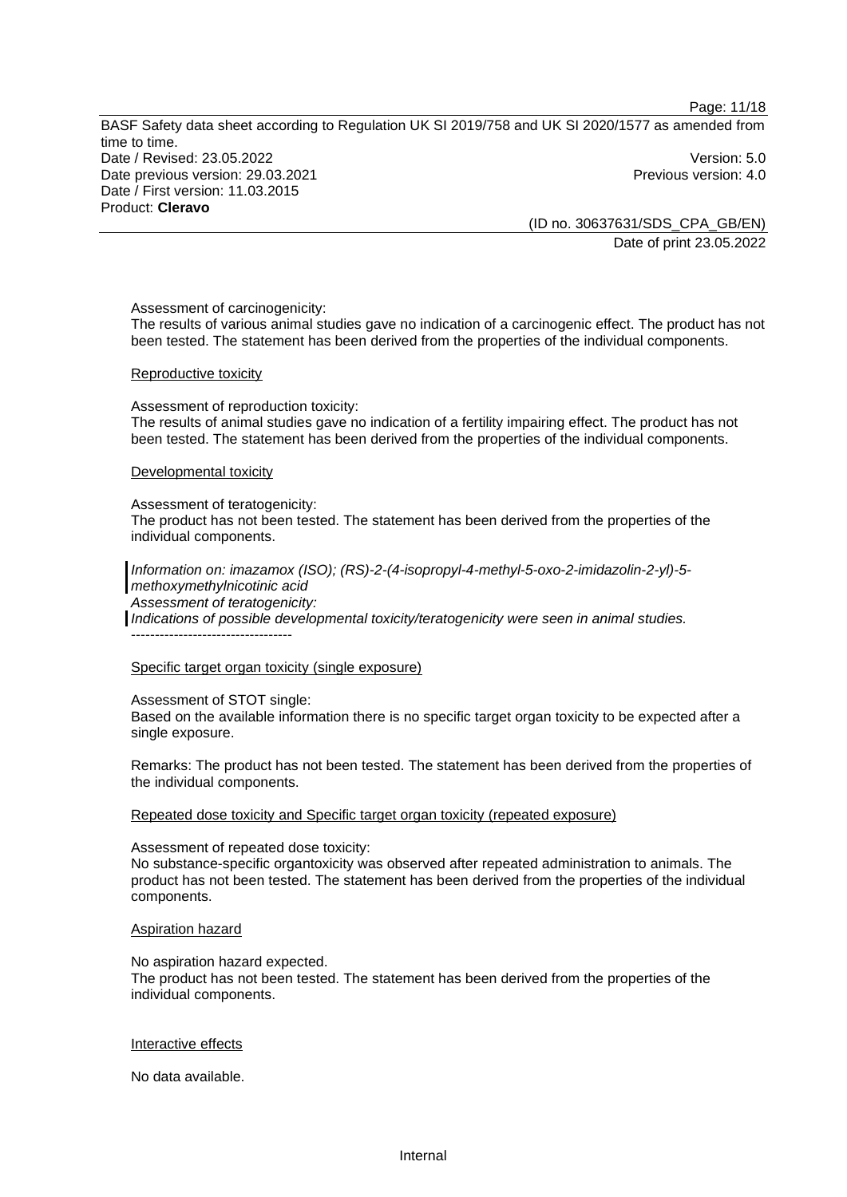Assessment of carcinogenicity:
The results of various animal studies gave no indication of a carcinogenic effect. The product has not been tested. The statement has been derived from the properties of the individual components.

Reproductive toxicity

Assessment of reproduction toxicity:
The results of animal studies gave no indication of a fertility impairing effect. The product has not been tested. The statement has been derived from the properties of the individual components.

Developmental toxicity

Assessment of teratogenicity:
The product has not been tested. The statement has been derived from the properties of the individual components.

*Information on: imazamox (ISO); (RS)-2-(4-isopropyl-4-methyl-5-oxo-2-imidazolin-2-yl)-5-methoxymethylnicotinic acid*
*Assessment of teratogenicity:*
*Indications of possible developmental toxicity/teratogenicity were seen in animal studies.*
----------------------------------

Specific target organ toxicity (single exposure)

Assessment of STOT single:
Based on the available information there is no specific target organ toxicity to be expected after a single exposure.

Remarks: The product has not been tested. The statement has been derived from the properties of the individual components.

Repeated dose toxicity and Specific target organ toxicity (repeated exposure)

Assessment of repeated dose toxicity:
No substance-specific organtoxicity was observed after repeated administration to animals. The product has not been tested. The statement has been derived from the properties of the individual components.

Aspiration hazard

No aspiration hazard expected.
The product has not been tested. The statement has been derived from the properties of the individual components.

Interactive effects

No data available.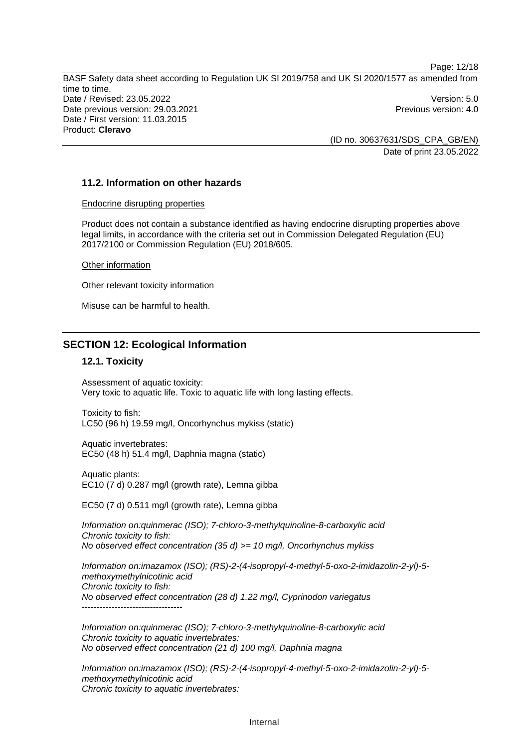### 11.2. Information on other hazards

Endocrine disrupting properties

Product does not contain a substance identified as having endocrine disrupting properties above legal limits, in accordance with the criteria set out in Commission Delegated Regulation (EU) 2017/2100 or Commission Regulation (EU) 2018/605.

Other information

Other relevant toxicity information

Misuse can be harmful to health.

## SECTION 12: Ecological Information

### 12.1. Toxicity

Assessment of aquatic toxicity:
Very toxic to aquatic life. Toxic to aquatic life with long lasting effects.

Toxicity to fish:
LC50 (96 h) 19.59 mg/l, Oncorhynchus mykiss (static)

Aquatic invertebrates:
EC50 (48 h) 51.4 mg/l, Daphnia magna (static)

Aquatic plants:
EC10 (7 d) 0.287 mg/l (growth rate), Lemna gibba

EC50 (7 d) 0.511 mg/l (growth rate), Lemna gibba

*Information on:quinmerac (ISO); 7-chloro-3-methylquinoline-8-carboxylic acid*
*Chronic toxicity to fish:*
*No observed effect concentration (35 d) >= 10 mg/l, Oncorhynchus mykiss*

*Information on:imazamox (ISO); (RS)-2-(4-isopropyl-4-methyl-5-oxo-2-imidazolin-2-yl)-5-methoxymethylnicotinic acid*
*Chronic toxicity to fish:*
*No observed effect concentration (28 d) 1.22 mg/l, Cyprinodon variegatus*
----------------------------------

*Information on:quinmerac (ISO); 7-chloro-3-methylquinoline-8-carboxylic acid*
*Chronic toxicity to aquatic invertebrates:*
*No observed effect concentration (21 d) 100 mg/l, Daphnia magna*

*Information on:imazamox (ISO); (RS)-2-(4-isopropyl-4-methyl-5-oxo-2-imidazolin-2-yl)-5-methoxymethylnicotinic acid*
*Chronic toxicity to aquatic invertebrates:*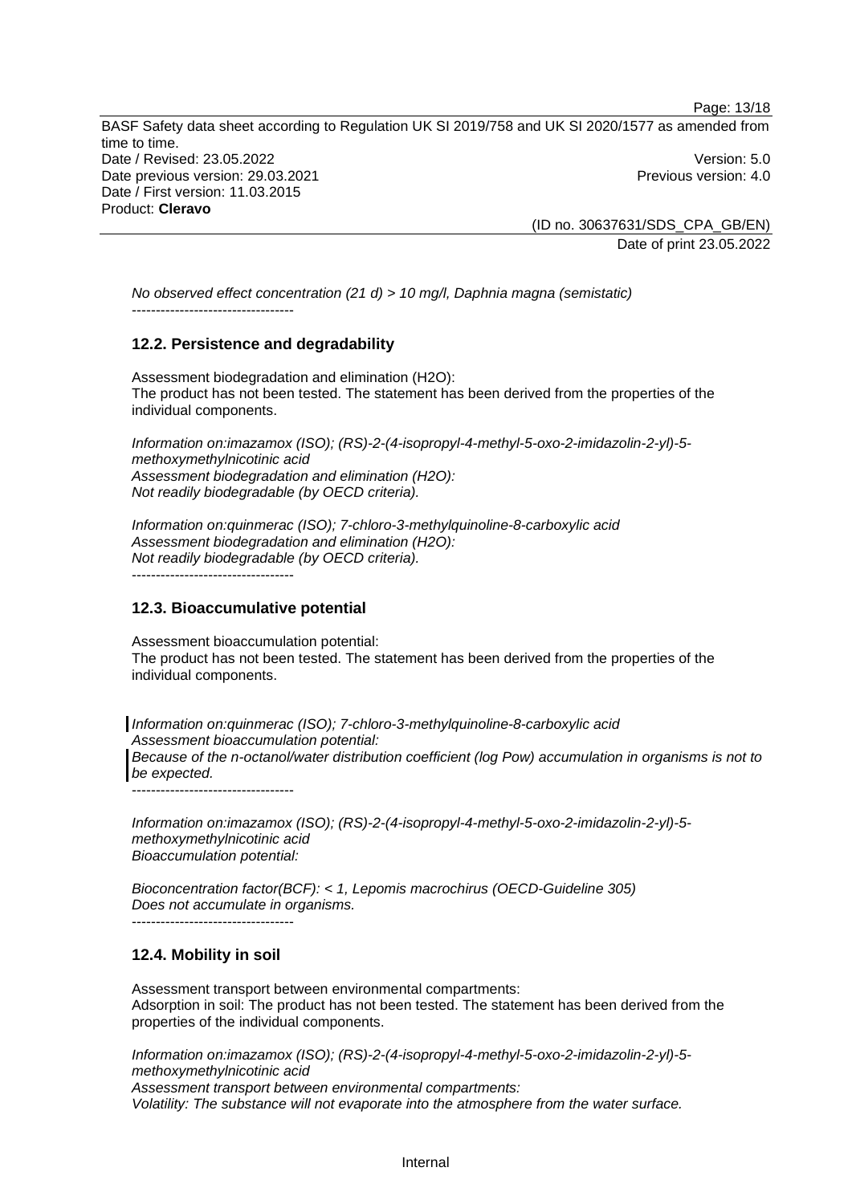*No observed effect concentration (21 d) > 10 mg/l, Daphnia magna (semistatic)*
----------------------------------

## 12.2. Persistence and degradability

Assessment biodegradation and elimination ($H_2O$):
The product has not been tested. The statement has been derived from the properties of the individual components.

*Information on:imazamox (ISO); (RS)-2-(4-isopropyl-4-methyl-5-oxo-2-imidazolin-2-yl)-5-methoxymethylnicotinic acid*
*Assessment biodegradation and elimination ($H_2O$):*
*Not readily biodegradable (by OECD criteria).*

*Information on:quinmerac (ISO); 7-chloro-3-methylquinoline-8-carboxylic acid*
*Assessment biodegradation and elimination ($H_2O$):*
*Not readily biodegradable (by OECD criteria).*
----------------------------------

## 12.3. Bioaccumulative potential

Assessment bioaccumulation potential:
The product has not been tested. The statement has been derived from the properties of the individual components.

*Information on:quinmerac (ISO); 7-chloro-3-methylquinoline-8-carboxylic acid*
*Assessment bioaccumulation potential:*
*Because of the n-octanol/water distribution coefficient (log Pow) accumulation in organisms is not to be expected.*
----------------------------------

*Information on:imazamox (ISO); (RS)-2-(4-isopropyl-4-methyl-5-oxo-2-imidazolin-2-yl)-5-methoxymethylnicotinic acid*
*Bioaccumulation potential:*

*Bioconcentration factor(BCF): < 1, Lepomis macrochirus (OECD-Guideline 305)*
*Does not accumulate in organisms.*
----------------------------------

## 12.4. Mobility in soil

Assessment transport between environmental compartments:
Adsorption in soil: The product has not been tested. The statement has been derived from the properties of the individual components.

*Information on:imazamox (ISO); (RS)-2-(4-isopropyl-4-methyl-5-oxo-2-imidazolin-2-yl)-5-methoxymethylnicotinic acid*
*Assessment transport between environmental compartments:*
*Volatility: The substance will not evaporate into the atmosphere from the water surface.*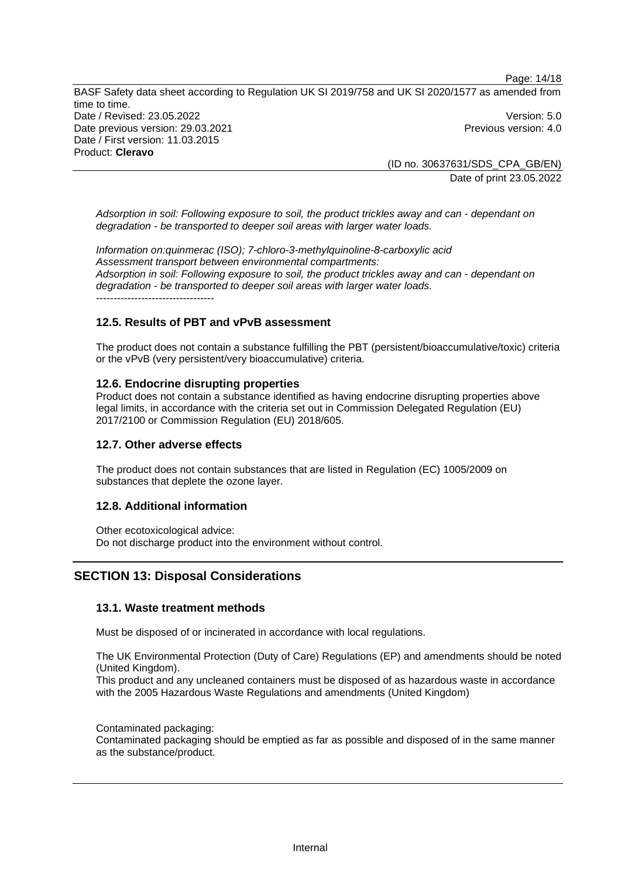*Adsorption in soil: Following exposure to soil, the product trickles away and can - dependant on degradation - be transported to deeper soil areas with larger water loads.*

*Information on:quinmerac (ISO); 7-chloro-3-methylquinoline-8-carboxylic acid*
*Assessment transport between environmental compartments:*
*Adsorption in soil: Following exposure to soil, the product trickles away and can - dependant on degradation - be transported to deeper soil areas with larger water loads.*
----------------------------------

### 12.5. Results of PBT and vPvB assessment

The product does not contain a substance fulfilling the PBT (persistent/bioaccumulative/toxic) criteria or the vPvB (very persistent/very bioaccumulative) criteria.

### 12.6. Endocrine disrupting properties

Product does not contain a substance identified as having endocrine disrupting properties above legal limits, in accordance with the criteria set out in Commission Delegated Regulation (EU) 2017/2100 or Commission Regulation (EU) 2018/605.

### 12.7. Other adverse effects

The product does not contain substances that are listed in Regulation (EC) 1005/2009 on substances that deplete the ozone layer.

### 12.8. Additional information

Other ecotoxicological advice:
Do not discharge product into the environment without control.

## SECTION 13: Disposal Considerations

### 13.1. Waste treatment methods

Must be disposed of or incinerated in accordance with local regulations.

The UK Environmental Protection (Duty of Care) Regulations (EP) and amendments should be noted (United Kingdom).
This product and any uncleaned containers must be disposed of as hazardous waste in accordance with the 2005 Hazardous Waste Regulations and amendments (United Kingdom)

Contaminated packaging:
Contaminated packaging should be emptied as far as possible and disposed of in the same manner as the substance/product.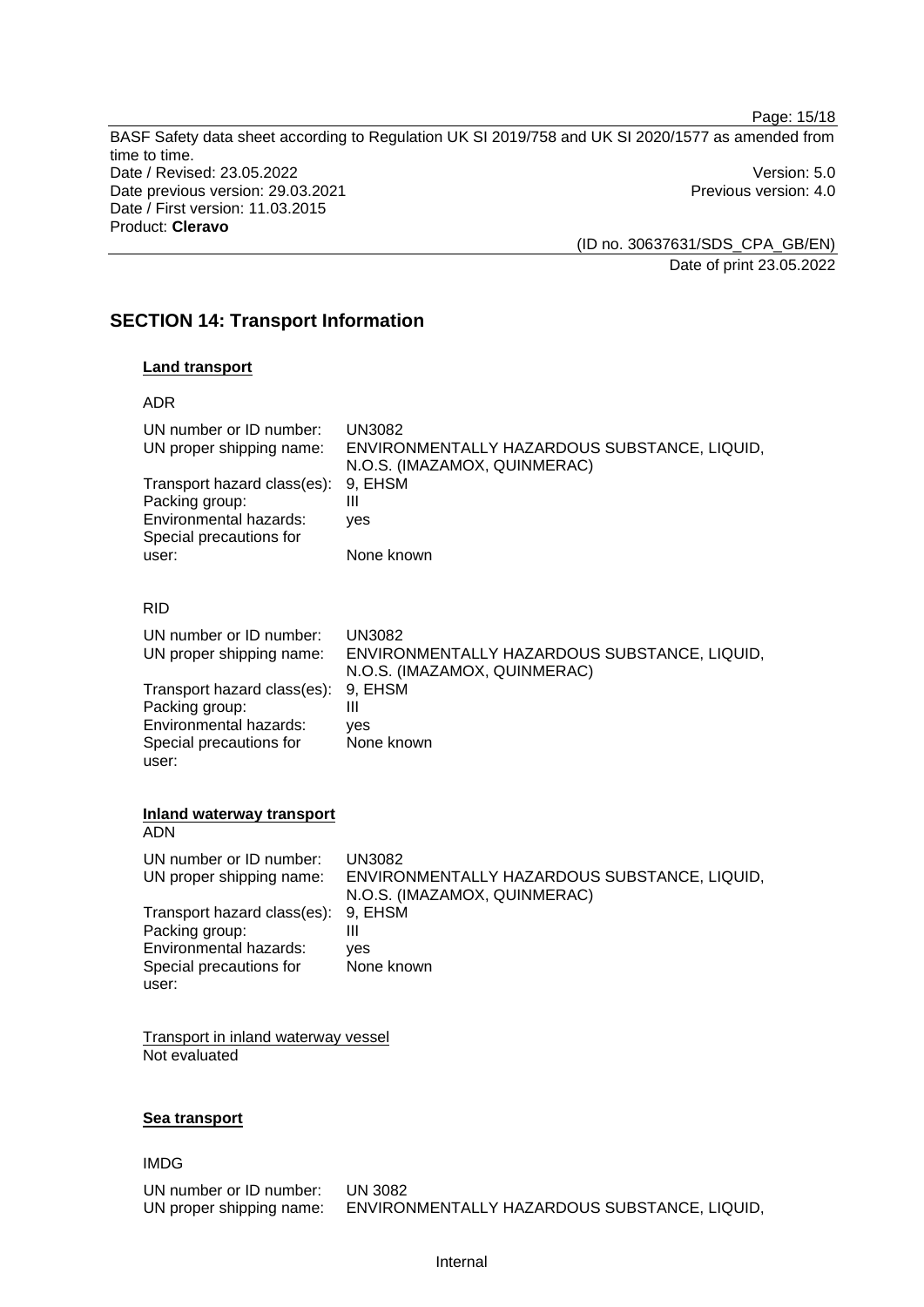## SECTION 14: Transport Information

### Land transport

ADR

| | |
|---|---|
| UN number or ID number: | UN3082 |
| UN proper shipping name: | ENVIRONMENTALLY HAZARDOUS SUBSTANCE, LIQUID, N.O.S. (IMAZAMOX, QUINMERAC) |
| Transport hazard class(es): | 9, EHSM |
| Packing group: | III |
| Environmental hazards: | yes |
| Special precautions for user: | None known |

RID

| | |
|---|---|
| UN number or ID number: | UN3082 |
| UN proper shipping name: | ENVIRONMENTALLY HAZARDOUS SUBSTANCE, LIQUID, N.O.S. (IMAZAMOX, QUINMERAC) |
| Transport hazard class(es): | 9, EHSM |
| Packing group: | III |
| Environmental hazards: | yes |
| Special precautions for user: | None known |

### Inland waterway transport

ADN

| | |
|---|---|
| UN number or ID number: | UN3082 |
| UN proper shipping name: | ENVIRONMENTALLY HAZARDOUS SUBSTANCE, LIQUID, N.O.S. (IMAZAMOX, QUINMERAC) |
| Transport hazard class(es): | 9, EHSM |
| Packing group: | III |
| Environmental hazards: | yes |
| Special precautions for user: | None known |

Transport in inland waterway vessel
Not evaluated

### Sea transport

IMDG

| | |
|---|---|
| UN number or ID number: | UN 3082 |
| UN proper shipping name: | ENVIRONMENTALLY HAZARDOUS SUBSTANCE, LIQUID, |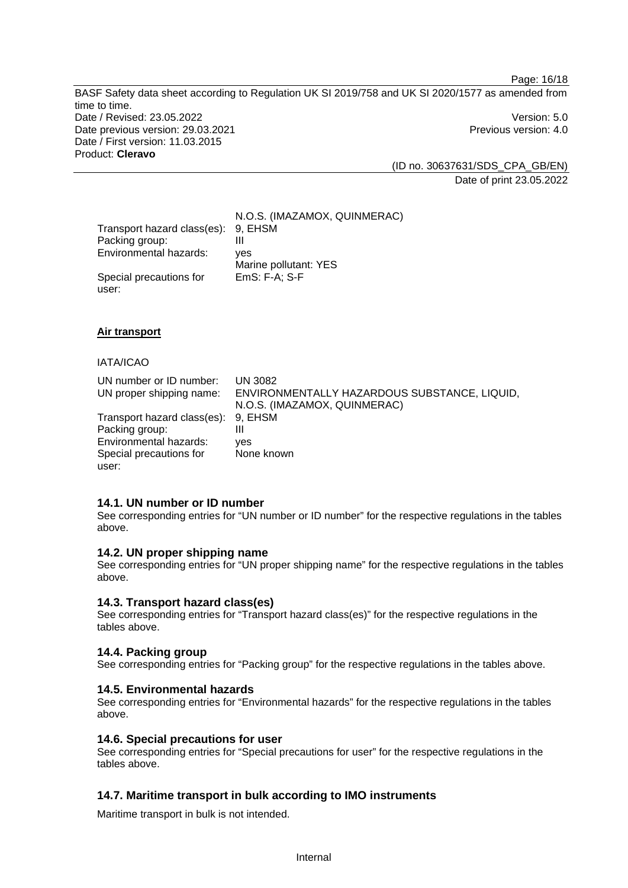| | |
|---|---|
| | N.O.S. (IMAZAMOX, QUINMERAC) |
| Transport hazard class(es): | 9, EHSM |
| Packing group: | III |
| Environmental hazards: | yes<br>Marine pollutant: YES |
| Special precautions for user: | EmS: F-A; S-F |

**Air transport**

IATA/ICAO

| | |
|---|---|
| UN number or ID number: | UN 3082 |
| UN proper shipping name: | ENVIRONMENTALLY HAZARDOUS SUBSTANCE, LIQUID, N.O.S. (IMAZAMOX, QUINMERAC) |
| Transport hazard class(es): | 9, EHSM |
| Packing group: | III |
| Environmental hazards: | yes |
| Special precautions for user: | None known |

### 14.1. UN number or ID number

See corresponding entries for “UN number or ID number” for the respective regulations in the tables above.

### 14.2. UN proper shipping name

See corresponding entries for “UN proper shipping name” for the respective regulations in the tables above.

### 14.3. Transport hazard class(es)

See corresponding entries for “Transport hazard class(es)” for the respective regulations in the tables above.

### 14.4. Packing group

See corresponding entries for “Packing group” for the respective regulations in the tables above.

### 14.5. Environmental hazards

See corresponding entries for “Environmental hazards” for the respective regulations in the tables above.

### 14.6. Special precautions for user

See corresponding entries for “Special precautions for user” for the respective regulations in the tables above.

### 14.7. Maritime transport in bulk according to IMO instruments

Maritime transport in bulk is not intended.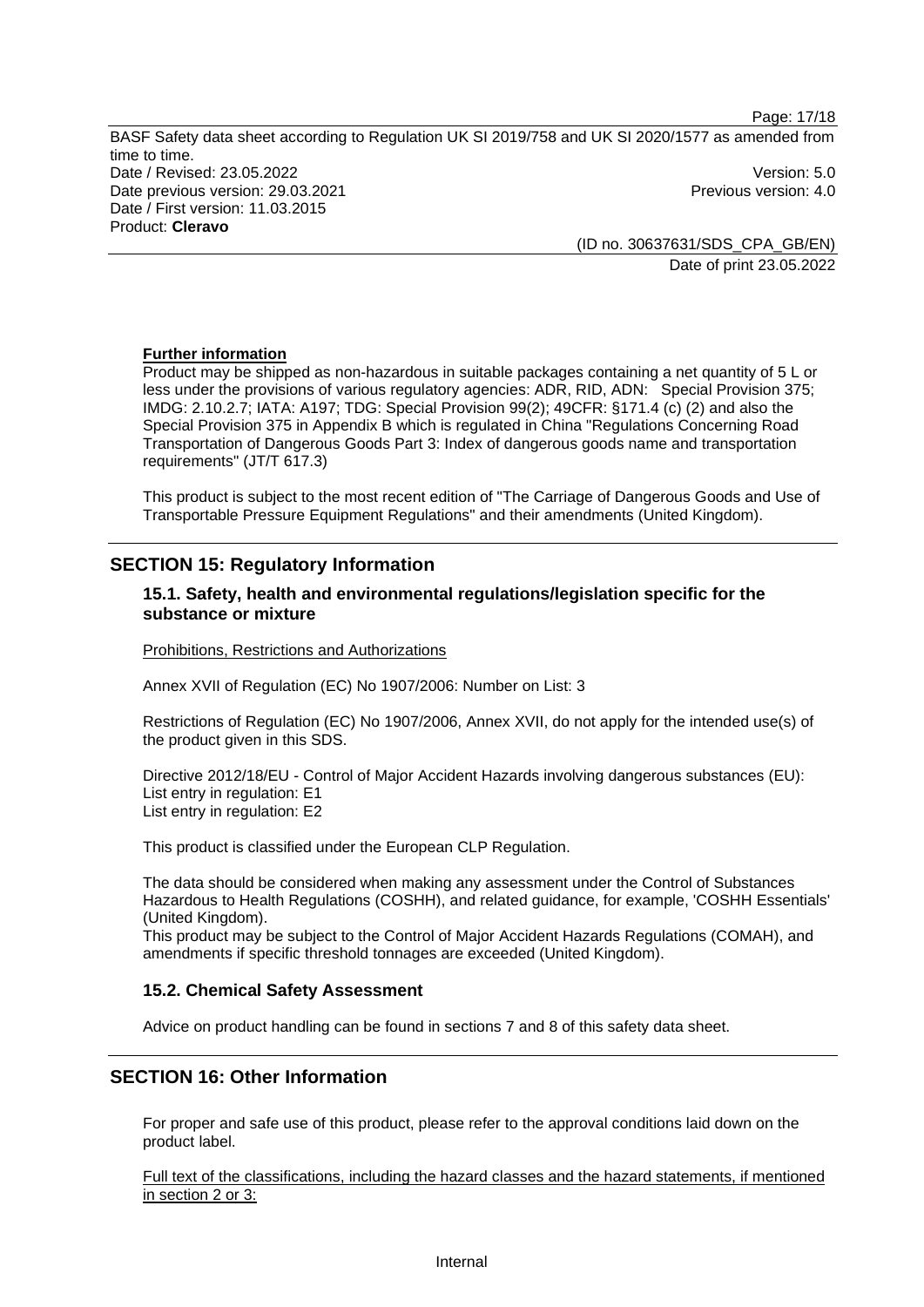**Further information**

Product may be shipped as non-hazardous in suitable packages containing a net quantity of 5 L or less under the provisions of various regulatory agencies: ADR, RID, ADN: Special Provision 375; IMDG: 2.10.2.7; IATA: A197; TDG: Special Provision 99(2); 49CFR: §171.4 (c) (2) and also the Special Provision 375 in Appendix B which is regulated in China "Regulations Concerning Road Transportation of Dangerous Goods Part 3: Index of dangerous goods name and transportation requirements" (JT/T 617.3)

This product is subject to the most recent edition of "The Carriage of Dangerous Goods and Use of Transportable Pressure Equipment Regulations" and their amendments (United Kingdom).

## SECTION 15: Regulatory Information

### 15.1. Safety, health and environmental regulations/legislation specific for the substance or mixture

Prohibitions, Restrictions and Authorizations

Annex XVII of Regulation (EC) No 1907/2006: Number on List: 3

Restrictions of Regulation (EC) No 1907/2006, Annex XVII, do not apply for the intended use(s) of the product given in this SDS.

Directive 2012/18/EU - Control of Major Accident Hazards involving dangerous substances (EU):
List entry in regulation: E1
List entry in regulation: E2

This product is classified under the European CLP Regulation.

The data should be considered when making any assessment under the Control of Substances Hazardous to Health Regulations (COSHH), and related guidance, for example, 'COSHH Essentials' (United Kingdom).
This product may be subject to the Control of Major Accident Hazards Regulations (COMAH), and amendments if specific threshold tonnages are exceeded (United Kingdom).

### 15.2. Chemical Safety Assessment

Advice on product handling can be found in sections 7 and 8 of this safety data sheet.

## SECTION 16: Other Information

For proper and safe use of this product, please refer to the approval conditions laid down on the product label.

Full text of the classifications, including the hazard classes and the hazard statements, if mentioned in section 2 or 3: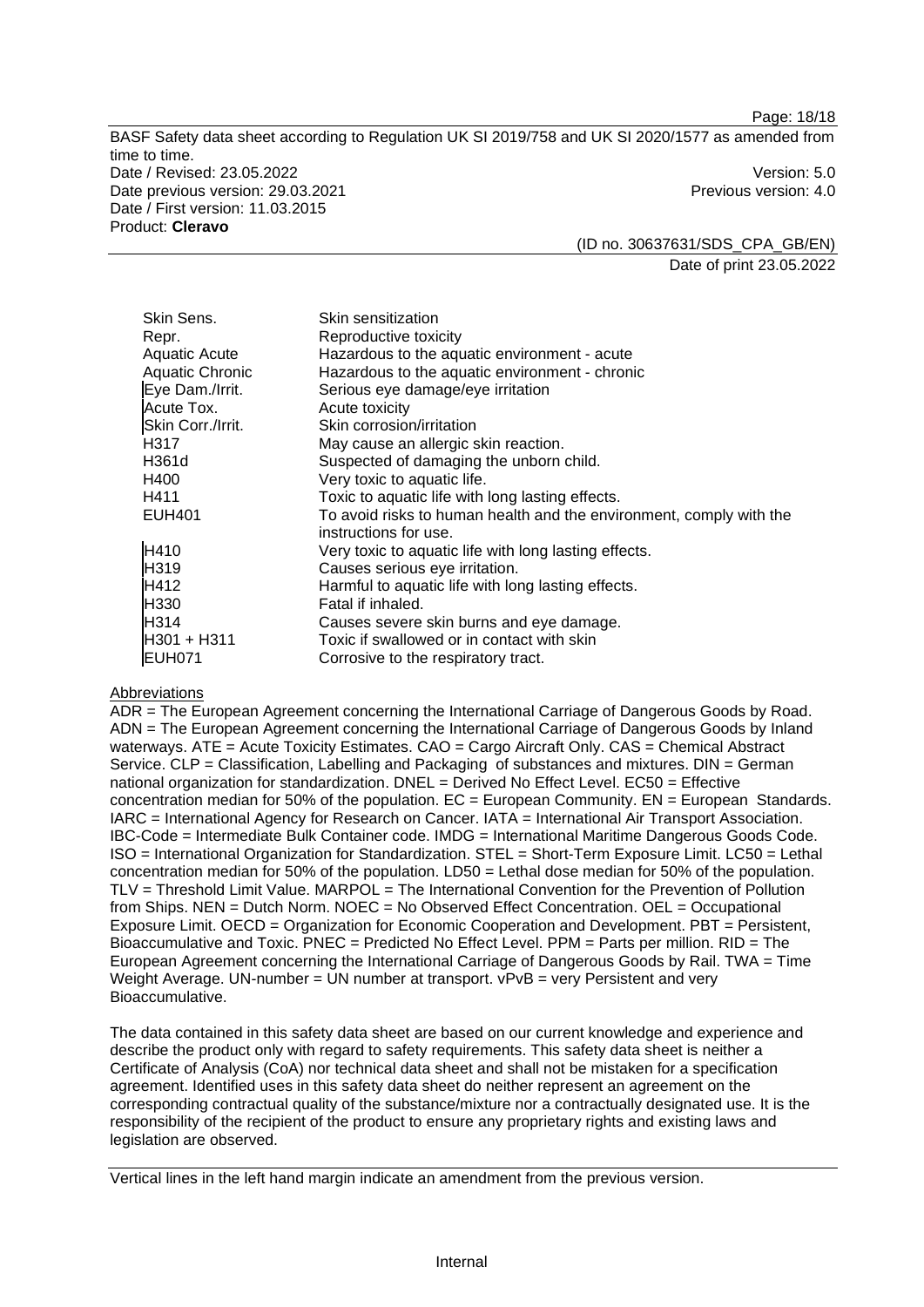| | |
|---|---|
| Skin Sens. | Skin sensitization |
| Repr. | Reproductive toxicity |
| Aquatic Acute | Hazardous to the aquatic environment - acute |
| Aquatic Chronic | Hazardous to the aquatic environment - chronic |
| Eye Dam./Irrit. | Serious eye damage/eye irritation |
| Acute Tox. | Acute toxicity |
| Skin Corr./Irrit. | Skin corrosion/irritation |
| H317 | May cause an allergic skin reaction. |
| H361d | Suspected of damaging the unborn child. |
| H400 | Very toxic to aquatic life. |
| H411 | Toxic to aquatic life with long lasting effects. |
| EUH401 | To avoid risks to human health and the environment, comply with the instructions for use. |
| H410 | Very toxic to aquatic life with long lasting effects. |
| H319 | Causes serious eye irritation. |
| H412 | Harmful to aquatic life with long lasting effects. |
| H330 | Fatal if inhaled. |
| H314 | Causes severe skin burns and eye damage. |
| H301 + H311 | Toxic if swallowed or in contact with skin |
| EUH071 | Corrosive to the respiratory tract. |

Abbreviations

ADR = The European Agreement concerning the International Carriage of Dangerous Goods by Road. ADN = The European Agreement concerning the International Carriage of Dangerous Goods by Inland waterways. ATE = Acute Toxicity Estimates. CAO = Cargo Aircraft Only. CAS = Chemical Abstract Service. CLP = Classification, Labelling and Packaging of substances and mixtures. DIN = German national organization for standardization. DNEL = Derived No Effect Level. EC50 = Effective concentration median for 50% of the population. EC = European Community. EN = European Standards. IARC = International Agency for Research on Cancer. IATA = International Air Transport Association. IBC-Code = Intermediate Bulk Container code. IMDG = International Maritime Dangerous Goods Code. ISO = International Organization for Standardization. STEL = Short-Term Exposure Limit. LC50 = Lethal concentration median for 50% of the population. LD50 = Lethal dose median for 50% of the population. TLV = Threshold Limit Value. MARPOL = The International Convention for the Prevention of Pollution from Ships. NEN = Dutch Norm. NOEC = No Observed Effect Concentration. OEL = Occupational Exposure Limit. OECD = Organization for Economic Cooperation and Development. PBT = Persistent, Bioaccumulative and Toxic. PNEC = Predicted No Effect Level. PPM = Parts per million. RID = The European Agreement concerning the International Carriage of Dangerous Goods by Rail. TWA = Time Weight Average. UN-number = UN number at transport. vPvB = very Persistent and very Bioaccumulative.

The data contained in this safety data sheet are based on our current knowledge and experience and describe the product only with regard to safety requirements. This safety data sheet is neither a Certificate of Analysis (CoA) nor technical data sheet and shall not be mistaken for a specification agreement. Identified uses in this safety data sheet do neither represent an agreement on the corresponding contractual quality of the substance/mixture nor a contractually designated use. It is the responsibility of the recipient of the product to ensure any proprietary rights and existing laws and legislation are observed.

Vertical lines in the left hand margin indicate an amendment from the previous version.